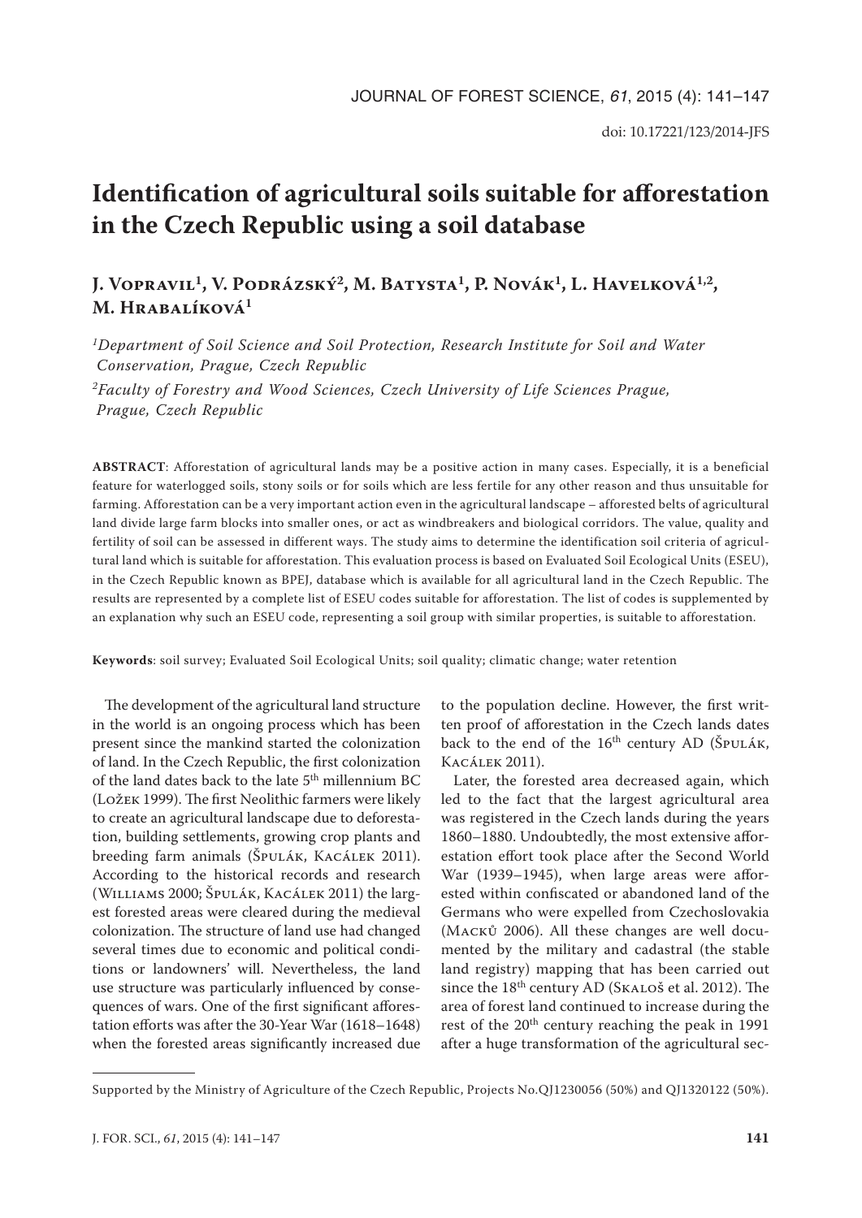doi: 10.17221/123/2014-JFS

# Identification of agricultural soils suitable for afforestation in the Czech Republic using a soil database

**J. Vopravil[1], V. Podrázský[2], M. Batysta[1], P. Novák[1], L. Havelková[1,2], M. Hrabalíková[1]**

*[1]Department of Soil Science and Soil Protection, Research Institute for Soil and Water Conservation, Prague, Czech Republic*

*[2]Faculty of Forestry and Wood Sciences, Czech University of Life Sciences Prague, Prague, Czech Republic*

**ABSTRACT**: Afforestation of agricultural lands may be a positive action in many cases. Especially, it is a beneficial feature for waterlogged soils, stony soils or for soils which are less fertile for any other reason and thus unsuitable for farming. Afforestation can be a very important action even in the agricultural landscape – afforested belts of agricultural land divide large farm blocks into smaller ones, or act as windbreakers and biological corridors. The value, quality and fertility of soil can be assessed in different ways. The study aims to determine the identification soil criteria of agricultural land which is suitable for afforestation. This evaluation process is based on Evaluated Soil Ecological Units (ESEU), in the Czech Republic known as BPEJ, database which is available for all agricultural land in the Czech Republic. The results are represented by a complete list of ESEU codes suitable for afforestation. The list of codes is supplemented by an explanation why such an ESEU code, representing a soil group with similar properties, is suitable to afforestation.

**Keywords**: soil survey; Evaluated Soil Ecological Units; soil quality; climatic change; water retention

The development of the agricultural land structure in the world is an ongoing process which has been present since the mankind started the colonization of land. In the Czech Republic, the first colonization of the land dates back to the late 5th millennium BC (Ložek 1999). The first Neolithic farmers were likely to create an agricultural landscape due to deforestation, building settlements, growing crop plants and breeding farm animals (Špulák, Kacálek 2011). According to the historical records and research (Williams 2000; Špulák, Kacálek 2011) the largest forested areas were cleared during the medieval colonization. The structure of land use had changed several times due to economic and political conditions or landowners' will. Nevertheless, the land use structure was particularly influenced by consequences of wars. One of the first significant afforestation efforts was after the 30-Year War (1618–1648) when the forested areas significantly increased due to the population decline. However, the first written proof of afforestation in the Czech lands dates back to the end of the 16th century AD (Špulák, Kacálek 2011).

Later, the forested area decreased again, which led to the fact that the largest agricultural area was registered in the Czech lands during the years 1860–1880. Undoubtedly, the most extensive afforestation effort took place after the Second World War (1939–1945), when large areas were afforested within confiscated or abandoned land of the Germans who were expelled from Czechoslovakia (Macků 2006). All these changes are well documented by the military and cadastral (the stable land registry) mapping that has been carried out since the 18th century AD (Skaloš et al. 2012). The area of forest land continued to increase during the rest of the 20th century reaching the peak in 1991 after a huge transformation of the agricultural sec-

Supported by the Ministry of Agriculture of the Czech Republic, Projects No.QJ1230056 (50%) and QJ1320122 (50%).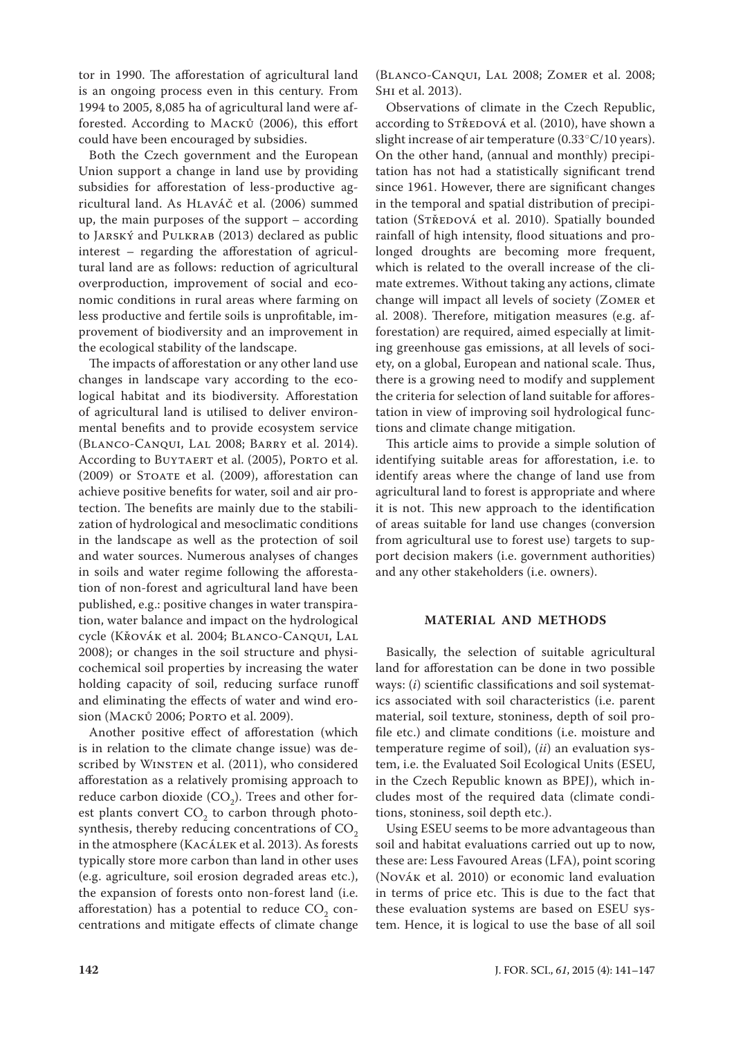tor in 1990. The afforestation of agricultural land is an ongoing process even in this century. From 1994 to 2005, 8,085 ha of agricultural land were afforested. According to Macků (2006), this effort could have been encouraged by subsidies.

Both the Czech government and the European Union support a change in land use by providing subsidies for afforestation of less-productive agricultural land. As Hlaváč et al. (2006) summed up, the main purposes of the support – according to Jarský and Pulkrab (2013) declared as public interest – regarding the afforestation of agricultural land are as follows: reduction of agricultural overproduction, improvement of social and economic conditions in rural areas where farming on less productive and fertile soils is unprofitable, improvement of biodiversity and an improvement in the ecological stability of the landscape.

The impacts of afforestation or any other land use changes in landscape vary according to the ecological habitat and its biodiversity. Afforestation of agricultural land is utilised to deliver environmental benefits and to provide ecosystem service (Blanco-Canqui, Lal 2008; Barry et al. 2014). According to Buytaert et al. (2005), Porto et al. (2009) or Stoate et al. (2009), afforestation can achieve positive benefits for water, soil and air protection. The benefits are mainly due to the stabilization of hydrological and mesoclimatic conditions in the landscape as well as the protection of soil and water sources. Numerous analyses of changes in soils and water regime following the afforestation of non-forest and agricultural land have been published, e.g.: positive changes in water transpiration, water balance and impact on the hydrological cycle (Křovák et al. 2004; Blanco-Canqui, Lal 2008); or changes in the soil structure and physicochemical soil properties by increasing the water holding capacity of soil, reducing surface runoff and eliminating the effects of water and wind erosion (Macků 2006; Porto et al. 2009).

Another positive effect of afforestation (which is in relation to the climate change issue) was described by Winsten et al. (2011), who considered afforestation as a relatively promising approach to reduce carbon dioxide ($CO_2$). Trees and other forest plants convert $CO_2$ to carbon through photosynthesis, thereby reducing concentrations of $CO_2$ in the atmosphere (Kacálek et al. 2013). As forests typically store more carbon than land in other uses (e.g. agriculture, soil erosion degraded areas etc.), the expansion of forests onto non-forest land (i.e. afforestation) has a potential to reduce $CO_2$ concentrations and mitigate effects of climate change (Blanco-Canqui, Lal 2008; Zomer et al. 2008; Shi et al. 2013).

Observations of climate in the Czech Republic, according to Středová et al. (2010), have shown a slight increase of air temperature (0.33°C/10 years). On the other hand, (annual and monthly) precipitation has not had a statistically significant trend since 1961. However, there are significant changes in the temporal and spatial distribution of precipitation (Středová et al. 2010). Spatially bounded rainfall of high intensity, flood situations and prolonged droughts are becoming more frequent, which is related to the overall increase of the climate extremes. Without taking any actions, climate change will impact all levels of society (Zomer et al. 2008). Therefore, mitigation measures (e.g. afforestation) are required, aimed especially at limiting greenhouse gas emissions, at all levels of society, on a global, European and national scale. Thus, there is a growing need to modify and supplement the criteria for selection of land suitable for afforestation in view of improving soil hydrological functions and climate change mitigation.

This article aims to provide a simple solution of identifying suitable areas for afforestation, i.e. to identify areas where the change of land use from agricultural land to forest is appropriate and where it is not. This new approach to the identification of areas suitable for land use changes (conversion from agricultural use to forest use) targets to support decision makers (i.e. government authorities) and any other stakeholders (i.e. owners).

## MATERIAL AND METHODS

Basically, the selection of suitable agricultural land for afforestation can be done in two possible ways: (*i*) scientific classifications and soil systematics associated with soil characteristics (i.e. parent material, soil texture, stoniness, depth of soil profile etc.) and climate conditions (i.e. moisture and temperature regime of soil), (*ii*) an evaluation system, i.e. the Evaluated Soil Ecological Units (ESEU, in the Czech Republic known as BPEJ), which includes most of the required data (climate conditions, stoniness, soil depth etc.).

Using ESEU seems to be more advantageous than soil and habitat evaluations carried out up to now, these are: Less Favoured Areas (LFA), point scoring (Novák et al. 2010) or economic land evaluation in terms of price etc. This is due to the fact that these evaluation systems are based on ESEU system. Hence, it is logical to use the base of all soil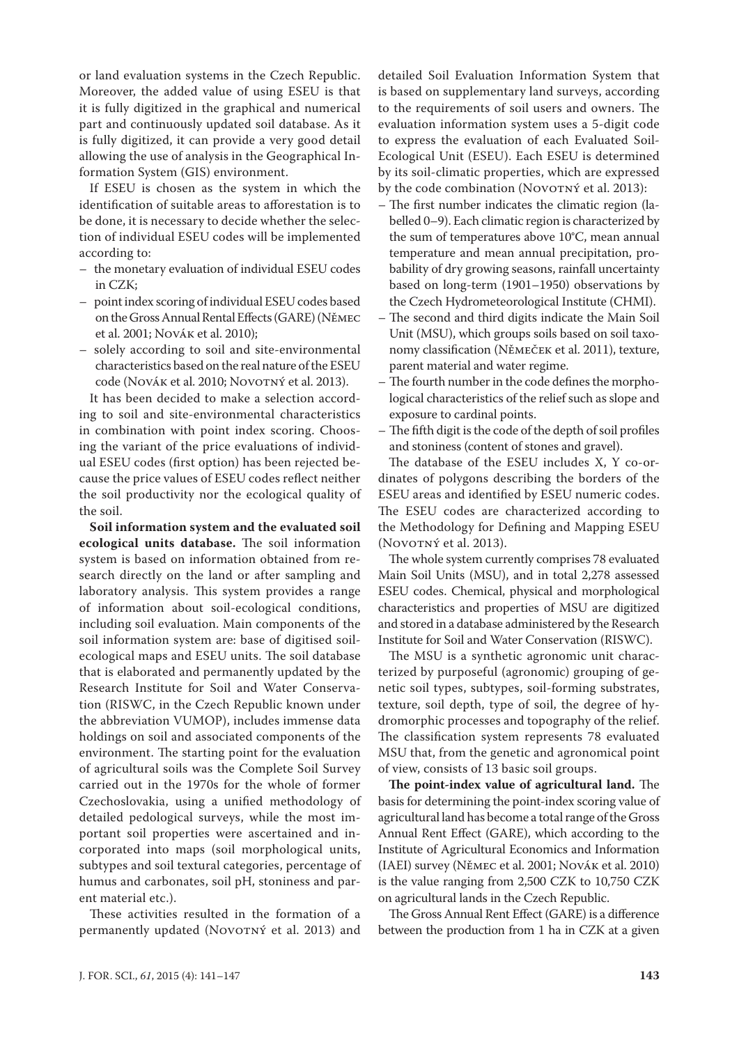or land evaluation systems in the Czech Republic. Moreover, the added value of using ESEU is that it is fully digitized in the graphical and numerical part and continuously updated soil database. As it is fully digitized, it can provide a very good detail allowing the use of analysis in the Geographical Information System (GIS) environment.

If ESEU is chosen as the system in which the identification of suitable areas to afforestation is to be done, it is necessary to decide whether the selection of individual ESEU codes will be implemented according to:

- the monetary evaluation of individual ESEU codes in CZK;
- point index scoring of individual ESEU codes based on the Gross Annual Rental Effects (GARE) (Němec et al. 2001; Novák et al. 2010);
- solely according to soil and site-environmental characteristics based on the real nature of the ESEU code (Novák et al. 2010; Novotný et al. 2013).

It has been decided to make a selection according to soil and site-environmental characteristics in combination with point index scoring. Choosing the variant of the price evaluations of individual ESEU codes (first option) has been rejected because the price values of ESEU codes reflect neither the soil productivity nor the ecological quality of the soil.

**Soil information system and the evaluated soil ecological units database.** The soil information system is based on information obtained from research directly on the land or after sampling and laboratory analysis. This system provides a range of information about soil-ecological conditions, including soil evaluation. Main components of the soil information system are: base of digitised soil-ecological maps and ESEU units. The soil database that is elaborated and permanently updated by the Research Institute for Soil and Water Conservation (RISWC, in the Czech Republic known under the abbreviation VUMOP), includes immense data holdings on soil and associated components of the environment. The starting point for the evaluation of agricultural soils was the Complete Soil Survey carried out in the 1970s for the whole of former Czechoslovakia, using a unified methodology of detailed pedological surveys, while the most important soil properties were ascertained and incorporated into maps (soil morphological units, subtypes and soil textural categories, percentage of humus and carbonates, soil pH, stoniness and parent material etc.).

These activities resulted in the formation of a permanently updated (Novotný et al. 2013) and detailed Soil Evaluation Information System that is based on supplementary land surveys, according to the requirements of soil users and owners. The evaluation information system uses a 5-digit code to express the evaluation of each Evaluated Soil-Ecological Unit (ESEU). Each ESEU is determined by its soil-climatic properties, which are expressed by the code combination (Novotný et al. 2013):

- The first number indicates the climatic region (labelled 0–9). Each climatic region is characterized by the sum of temperatures above 10°C, mean annual temperature and mean annual precipitation, probability of dry growing seasons, rainfall uncertainty based on long-term (1901–1950) observations by the Czech Hydrometeorological Institute (CHMI).
- The second and third digits indicate the Main Soil Unit (MSU), which groups soils based on soil taxonomy classification (Němeček et al. 2011), texture, parent material and water regime.
- The fourth number in the code defines the morphological characteristics of the relief such as slope and exposure to cardinal points.
- The fifth digit is the code of the depth of soil profiles and stoniness (content of stones and gravel).

The database of the ESEU includes X, Y co-ordinates of polygons describing the borders of the ESEU areas and identified by ESEU numeric codes. The ESEU codes are characterized according to the Methodology for Defining and Mapping ESEU (Novotný et al. 2013).

The whole system currently comprises 78 evaluated Main Soil Units (MSU), and in total 2,278 assessed ESEU codes. Chemical, physical and morphological characteristics and properties of MSU are digitized and stored in a database administered by the Research Institute for Soil and Water Conservation (RISWC).

The MSU is a synthetic agronomic unit characterized by purposeful (agronomic) grouping of genetic soil types, subtypes, soil-forming substrates, texture, soil depth, type of soil, the degree of hydromorphic processes and topography of the relief. The classification system represents 78 evaluated MSU that, from the genetic and agronomical point of view, consists of 13 basic soil groups.

**The point-index value of agricultural land.** The basis for determining the point-index scoring value of agricultural land has become a total range of the Gross Annual Rent Effect (GARE), which according to the Institute of Agricultural Economics and Information (IAEI) survey (Němec et al. 2001; Novák et al. 2010) is the value ranging from 2,500 CZK to 10,750 CZK on agricultural lands in the Czech Republic.

The Gross Annual Rent Effect (GARE) is a difference between the production from 1 ha in CZK at a given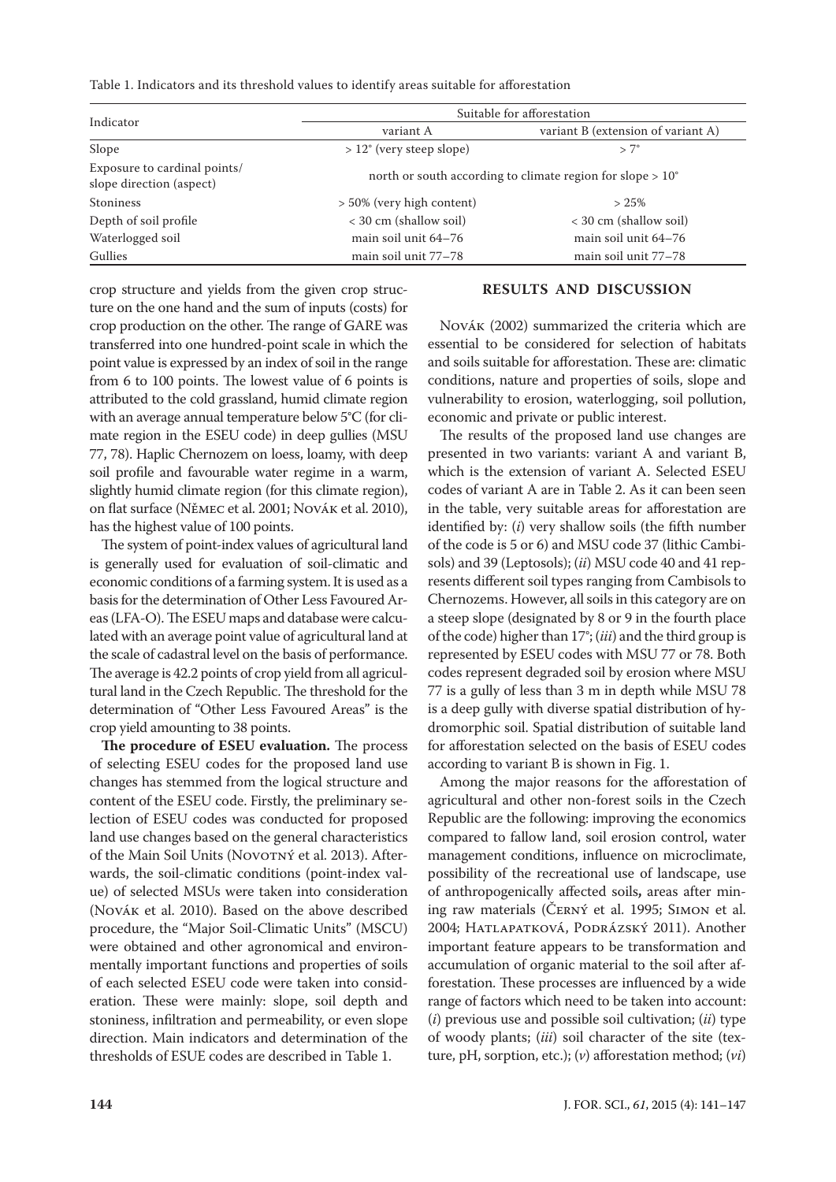Table 1. Indicators and its threshold values to identify areas suitable for afforestation

| Indicator | Suitable for afforestation | |
|---|---|---|
| | variant A | variant B (extension of variant A) |
| Slope | > 12° (very steep slope) | > 7° |
| Exposure to cardinal points/ slope direction (aspect) | north or south according to climate region for slope > 10° | |
| Stoniness | > 50% (very high content) | > 25% |
| Depth of soil profile | < 30 cm (shallow soil) | < 30 cm (shallow soil) |
| Waterlogged soil | main soil unit 64–76 | main soil unit 64–76 |
| Gullies | main soil unit 77–78 | main soil unit 77–78 |

crop structure and yields from the given crop structure on the one hand and the sum of inputs (costs) for crop production on the other. The range of GARE was transferred into one hundred-point scale in which the point value is expressed by an index of soil in the range from 6 to 100 points. The lowest value of 6 points is attributed to the cold grassland, humid climate region with an average annual temperature below 5°C (for climate region in the ESEU code) in deep gullies (MSU 77, 78). Haplic Chernozem on loess, loamy, with deep soil profile and favourable water regime in a warm, slightly humid climate region (for this climate region), on flat surface (Němec et al. 2001; Novák et al. 2010), has the highest value of 100 points.

The system of point-index values of agricultural land is generally used for evaluation of soil-climatic and economic conditions of a farming system. It is used as a basis for the determination of Other Less Favoured Areas (LFA-O). The ESEU maps and database were calculated with an average point value of agricultural land at the scale of cadastral level on the basis of performance. The average is 42.2 points of crop yield from all agricultural land in the Czech Republic. The threshold for the determination of "Other Less Favoured Areas" is the crop yield amounting to 38 points.

**The procedure of ESEU evaluation.** The process of selecting ESEU codes for the proposed land use changes has stemmed from the logical structure and content of the ESEU code. Firstly, the preliminary selection of ESEU codes was conducted for proposed land use changes based on the general characteristics of the Main Soil Units (Novotný et al. 2013). Afterwards, the soil-climatic conditions (point-index value) of selected MSUs were taken into consideration (Novák et al. 2010). Based on the above described procedure, the "Major Soil-Climatic Units" (MSCU) were obtained and other agronomical and environmentally important functions and properties of soils of each selected ESEU code were taken into consideration. These were mainly: slope, soil depth and stoniness, infiltration and permeability, or even slope direction. Main indicators and determination of the thresholds of ESUE codes are described in Table 1.

## RESULTS AND DISCUSSION

Novák (2002) summarized the criteria which are essential to be considered for selection of habitats and soils suitable for afforestation. These are: climatic conditions, nature and properties of soils, slope and vulnerability to erosion, waterlogging, soil pollution, economic and private or public interest.

The results of the proposed land use changes are presented in two variants: variant A and variant B, which is the extension of variant A. Selected ESEU codes of variant A are in Table 2. As it can been seen in the table, very suitable areas for afforestation are identified by: (*i*) very shallow soils (the fifth number of the code is 5 or 6) and MSU code 37 (lithic Cambisols) and 39 (Leptosols); (*ii*) MSU code 40 and 41 represents different soil types ranging from Cambisols to Chernozems. However, all soils in this category are on a steep slope (designated by 8 or 9 in the fourth place of the code) higher than 17°; (*iii*) and the third group is represented by ESEU codes with MSU 77 or 78. Both codes represent degraded soil by erosion where MSU 77 is a gully of less than 3 m in depth while MSU 78 is a deep gully with diverse spatial distribution of hydromorphic soil. Spatial distribution of suitable land for afforestation selected on the basis of ESEU codes according to variant B is shown in Fig. 1.

Among the major reasons for the afforestation of agricultural and other non-forest soils in the Czech Republic are the following: improving the economics compared to fallow land, soil erosion control, water management conditions, influence on microclimate, possibility of the recreational use of landscape, use of anthropogenically affected soils**,** areas after mining raw materials (Černý et al. 1995; Simon et al. 2004; Hatlapatková, Podrázský 2011). Another important feature appears to be transformation and accumulation of organic material to the soil after afforestation. These processes are influenced by a wide range of factors which need to be taken into account: (*i*) previous use and possible soil cultivation; (*ii*) type of woody plants; (*iii*) soil character of the site (texture, pH, sorption, etc.); (*v*) afforestation method; (*vi*)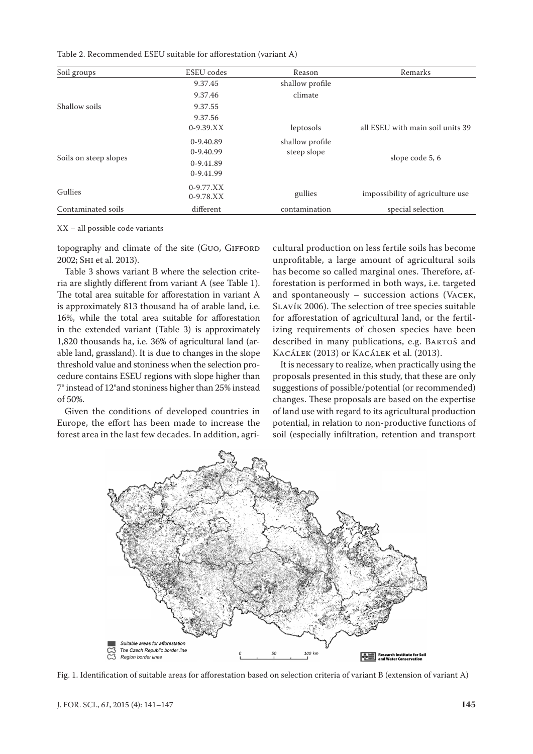Table 2. Recommended ESEU suitable for afforestation (variant A)

| Soil groups | ESEU codes | Reason | Remarks |
|---|---|---|---|
| Shallow soils | 9.37.45 | shallow profile | |
| | 9.37.46 | climate | |
| | 9.37.55 | | |
| | 9.37.56 | | |
| | 0-9.39.XX | leptosols | all ESEU with main soil units 39 |
| Soils on steep slopes | 0-9.40.89 | shallow profile | slope code 5, 6 |
| | 0-9.40.99 | steep slope | |
| | 0-9.41.89 | | |
| | 0-9.41.99 | | |
| Gullies | 0-9.77.XX | gullies | impossibility of agriculture use |
| | 0-9.78.XX | | |
| Contaminated soils | different | contamination | special selection |

XX – all possible code variants

topography and climate of the site (Guo, Gifford 2002; Shi et al. 2013).

Table 3 shows variant B where the selection criteria are slightly different from variant A (see Table 1). The total area suitable for afforestation in variant A is approximately 813 thousand ha of arable land, i.e. 16%, while the total area suitable for afforestation in the extended variant (Table 3) is approximately 1,820 thousands ha, i.e. 36% of agricultural land (arable land, grassland). It is due to changes in the slope threshold value and stoniness when the selection procedure contains ESEU regions with slope higher than 7° instead of 12°and stoniness higher than 25% instead of 50%.

Given the conditions of developed countries in Europe, the effort has been made to increase the forest area in the last few decades. In addition, agricultural production on less fertile soils has become unprofitable, a large amount of agricultural soils has become so called marginal ones. Therefore, afforestation is performed in both ways, i.e. targeted and spontaneously – succession actions (Vacek, Slavík 2006). The selection of tree species suitable for afforestation of agricultural land, or the fertilizing requirements of chosen species have been described in many publications, e.g. Bartoš and Kacálek (2013) or Kacálek et al. (2013).

It is necessary to realize, when practically using the proposals presented in this study, that these are only suggestions of possible/potential (or recommended) changes. These proposals are based on the expertise of land use with regard to its agricultural production potential, in relation to non-productive functions of soil (especially infiltration, retention and transport

Fig. 1. Identification of suitable areas for afforestation based on selection criteria of variant B (extension of variant A)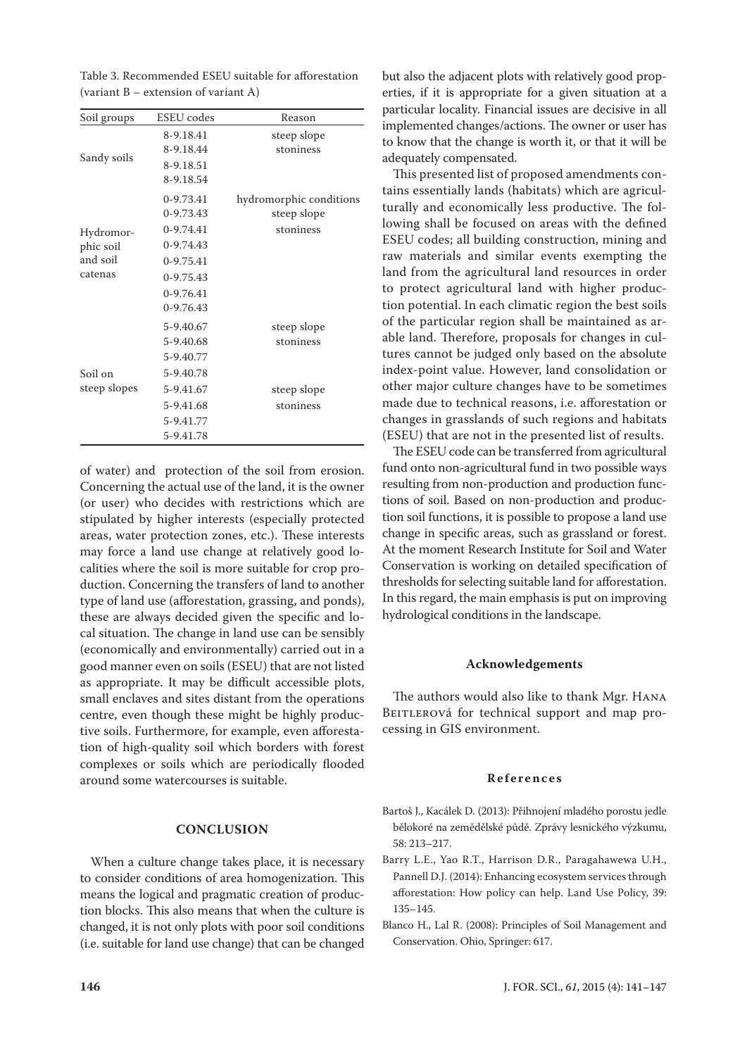Table 3. Recommended ESEU suitable for afforestation (variant B – extension of variant A)

| Soil groups | ESEU codes | Reason |
|---|---|---|
| Sandy soils | 8-9.18.41 | steep slope |
| | 8-9.18.44 | stoniness |
| | 8-9.18.51 | |
| | 8-9.18.54 | |
| Hydromorphic soil and soil catenas | 0-9.73.41 | hydromorphic conditions |
| | 0-9.73.43 | steep slope |
| | 0-9.74.41 | stoniness |
| | 0-9.74.43 | |
| | 0-9.75.41 | |
| | 0-9.75.43 | |
| | 0-9.76.41 | |
| | 0-9.76.43 | |
| Soil on steep slopes | 5-9.40.67 | steep slope |
| | 5-9.40.68 | stoniness |
| | 5-9.40.77 | |
| | 5-9.40.78 | |
| | 5-9.41.67 | steep slope |
| | 5-9.41.68 | stoniness |
| | 5-9.41.77 | |
| | 5-9.41.78 | |

of water) and protection of the soil from erosion. Concerning the actual use of the land, it is the owner (or user) who decides with restrictions which are stipulated by higher interests (especially protected areas, water protection zones, etc.). These interests may force a land use change at relatively good localities where the soil is more suitable for crop production. Concerning the transfers of land to another type of land use (afforestation, grassing, and ponds), these are always decided given the specific and local situation. The change in land use can be sensibly (economically and environmentally) carried out in a good manner even on soils (ESEU) that are not listed as appropriate. It may be difficult accessible plots, small enclaves and sites distant from the operations centre, even though these might be highly productive soils. Furthermore, for example, even afforestation of high-quality soil which borders with forest complexes or soils which are periodically flooded around some watercourses is suitable.

## CONCLUSION

When a culture change takes place, it is necessary to consider conditions of area homogenization. This means the logical and pragmatic creation of production blocks. This also means that when the culture is changed, it is not only plots with poor soil conditions (i.e. suitable for land use change) that can be changed but also the adjacent plots with relatively good properties, if it is appropriate for a given situation at a particular locality. Financial issues are decisive in all implemented changes/actions. The owner or user has to know that the change is worth it, or that it will be adequately compensated.

This presented list of proposed amendments contains essentially lands (habitats) which are agriculturally and economically less productive. The following shall be focused on areas with the defined ESEU codes; all building construction, mining and raw materials and similar events exempting the land from the agricultural land resources in order to protect agricultural land with higher production potential. In each climatic region the best soils of the particular region shall be maintained as arable land. Therefore, proposals for changes in cultures cannot be judged only based on the absolute index-point value. However, land consolidation or other major culture changes have to be sometimes made due to technical reasons, i.e. afforestation or changes in grasslands of such regions and habitats (ESEU) that are not in the presented list of results.

The ESEU code can be transferred from agricultural fund onto non-agricultural fund in two possible ways resulting from non-production and production functions of soil. Based on non-production and production soil functions, it is possible to propose a land use change in specific areas, such as grassland or forest. At the moment Research Institute for Soil and Water Conservation is working on detailed specification of thresholds for selecting suitable land for afforestation. In this regard, the main emphasis is put on improving hydrological conditions in the landscape.

### Acknowledgements

The authors would also like to thank Mgr. Hana Beitlerová for technical support and map processing in GIS environment.

### References

Bartoš J., Kacálek D. (2013): Přihnojení mladého porostu jedle bělokoré na zemědělské půdě. Zprávy lesnického výzkumu, 58: 213–217.

Barry L.E., Yao R.T., Harrison D.R., Paragahawewa U.H., Pannell D.J. (2014): Enhancing ecosystem services through afforestation: How policy can help. Land Use Policy, 39: 135–145.

Blanco H., Lal R. (2008): Principles of Soil Management and Conservation. Ohio, Springer: 617.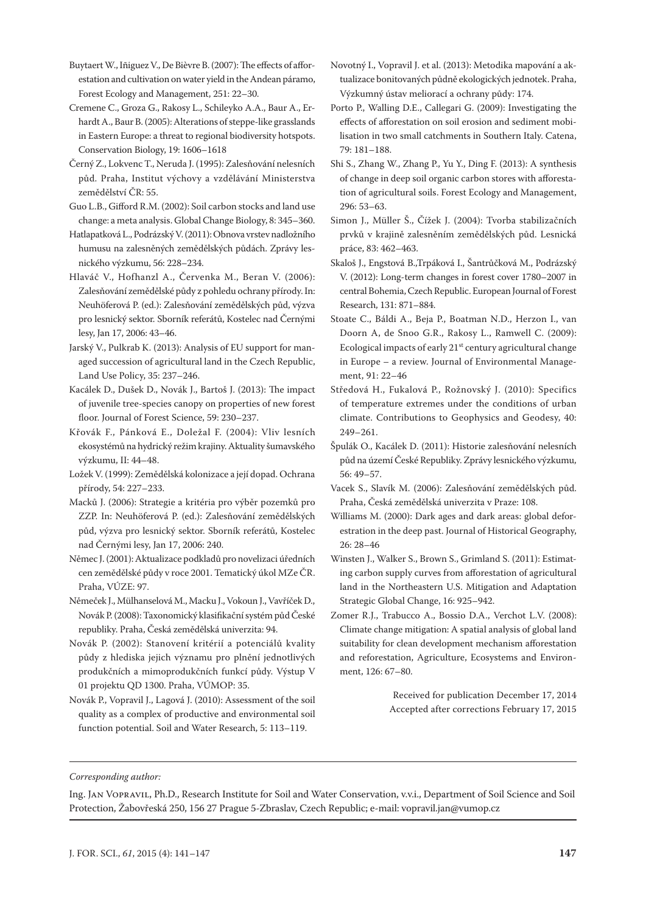Buytaert W., Iñiguez V., De Bièvre B. (2007): The effects of afforestation and cultivation on water yield in the Andean páramo, Forest Ecology and Management, 251: 22–30.

Cremene C., Groza G., Rakosy L., Schileyko A.A., Baur A., Erhardt A., Baur B. (2005): Alterations of steppe-like grasslands in Eastern Europe: a threat to regional biodiversity hotspots. Conservation Biology, 19: 1606–1618

Černý Z., Lokvenc T., Neruda J. (1995): Zalesňování nelesních půd. Praha, Institut výchovy a vzdělávání Ministerstva zemědělství ČR: 55.

Guo L.B., Gifford R.M. (2002): Soil carbon stocks and land use change: a meta analysis. Global Change Biology, 8: 345–360.

Hatlapatková L., Podrázský V. (2011): Obnova vrstev nadložního humusu na zalesněných zemědělských půdách. Zprávy lesnického výzkumu, 56: 228–234.

Hlaváč V., Hofhanzl A., Červenka M., Beran V. (2006): Zalesňování zemědělské půdy z pohledu ochrany přírody. In: Neuhöferová P. (ed.): Zalesňování zemědělských půd, výzva pro lesnický sektor. Sborník referátů, Kostelec nad Černými lesy, Jan 17, 2006: 43–46.

Jarský V., Pulkrab K. (2013): Analysis of EU support for managed succession of agricultural land in the Czech Republic, Land Use Policy, 35: 237–246.

Kacálek D., Dušek D., Novák J., Bartoš J. (2013): The impact of juvenile tree-species canopy on properties of new forest floor. Journal of Forest Science, 59: 230–237.

Křovák F., Pánková E., Doležal F. (2004): Vliv lesních ekosystémů na hydrický režim krajiny. Aktuality šumavského výzkumu, II: 44–48.

Ložek V. (1999): Zemědělská kolonizace a její dopad. Ochrana přírody, 54: 227–233.

Macků J. (2006): Strategie a kritéria pro výběr pozemků pro ZZP. In: Neuhöferová P. (ed.): Zalesňování zemědělských půd, výzva pro lesnický sektor. Sborník referátů, Kostelec nad Černými lesy, Jan 17, 2006: 240.

Němec J. (2001): Aktualizace podkladů pro novelizaci úředních cen zemědělské půdy v roce 2001. Tematický úkol MZe ČR. Praha, VÚZE: 97.

Němeček J., Mülhanselová M., Macku J., Vokoun J., Vavříček D., Novák P. (2008): Taxonomický klasifikační systém půd České republiky. Praha, Česká zemědělská univerzita: 94.

Novák P. (2002): Stanovení kritérií a potenciálů kvality půdy z hlediska jejich významu pro plnění jednotlivých produkčních a mimoprodukčních funkcí půdy. Výstup V 01 projektu QD 1300. Praha, VÚMOP: 35.

Novák P., Vopravil J., Lagová J. (2010): Assessment of the soil quality as a complex of productive and environmental soil function potential. Soil and Water Research, 5: 113–119.

Novotný I., Vopravil J. et al. (2013): Metodika mapování a aktualizace bonitovaných půdně ekologických jednotek. Praha, Výzkumný ústav meliorací a ochrany půdy: 174.

Porto P., Walling D.E., Callegari G. (2009): Investigating the effects of afforestation on soil erosion and sediment mobilisation in two small catchments in Southern Italy. Catena, 79: 181–188.

Shi S., Zhang W., Zhang P., Yu Y., Ding F. (2013): A synthesis of change in deep soil organic carbon stores with afforestation of agricultural soils. Forest Ecology and Management, 296: 53–63.

Simon J., Müller Š., Čížek J. (2004): Tvorba stabilizačních prvků v krajině zalesněním zemědělských půd. Lesnická práce, 83: 462–463.

Skaloš J., Engstová B.,Trpáková I., Šantrůčková M., Podrázský V. (2012): Long-term changes in forest cover 1780–2007 in central Bohemia, Czech Republic. European Journal of Forest Research, 131: 871–884.

Stoate C., Báldi A., Beja P., Boatman N.D., Herzon I., van Doorn A, de Snoo G.R., Rakosy L., Ramwell C. (2009): Ecological impacts of early 21st century agricultural change in Europe – a review. Journal of Environmental Management, 91: 22–46

Středová H., Fukalová P., Rožnovský J. (2010): Specifics of temperature extremes under the conditions of urban climate. Contributions to Geophysics and Geodesy, 40: 249–261.

Špulák O., Kacálek D. (2011): Historie zalesňování nelesních půd na území České Republiky. Zprávy lesnického výzkumu, 56: 49–57.

Vacek S., Slavík M. (2006): Zalesňování zemědělských půd. Praha, Česká zemědělská univerzita v Praze: 108.

Williams M. (2000): Dark ages and dark areas: global deforestration in the deep past. Journal of Historical Geography, 26: 28–46

Winsten J., Walker S., Brown S., Grimland S. (2011): Estimating carbon supply curves from afforestation of agricultural land in the Northeastern U.S. Mitigation and Adaptation Strategic Global Change, 16: 925–942.

Zomer R.J., Trabucco A., Bossio D.A., Verchot L.V. (2008): Climate change mitigation: A spatial analysis of global land suitability for clean development mechanism afforestation and reforestation, Agriculture, Ecosystems and Environment, 126: 67–80.

Received for publication December 17, 2014
Accepted after corrections February 17, 2015

---

*Corresponding author:*

Ing. Jan Vopravil, Ph.D., Research Institute for Soil and Water Conservation, v.v.i., Department of Soil Science and Soil Protection, Žabovřeská 250, 156 27 Prague 5-Zbraslav, Czech Republic; e-mail: vopravil.jan@vumop.cz